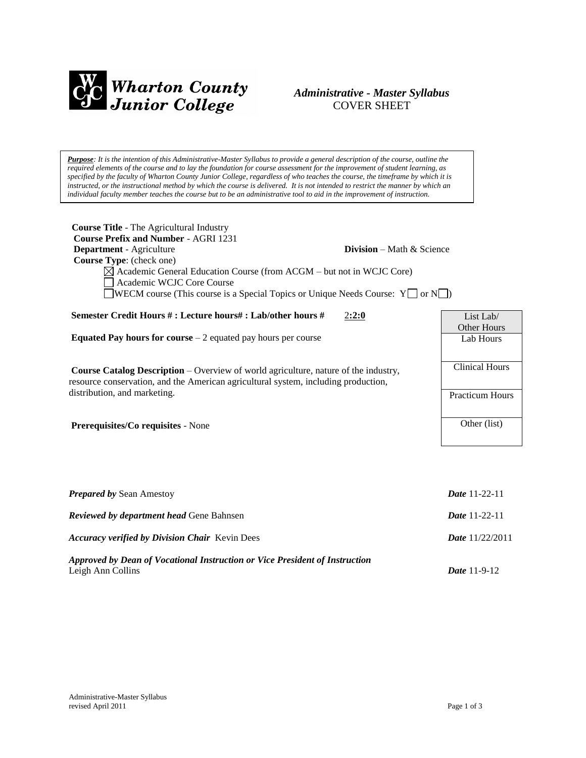**Wharton County Junior College**

## *Administrative - Master Syllabus*
COVER SHEET

> ***Purpose**: It is the intention of this Administrative-Master Syllabus to provide a general description of the course, outline the required elements of the course and to lay the foundation for course assessment for the improvement of student learning, as specified by the faculty of Wharton County Junior College, regardless of who teaches the course, the timeframe by which it is instructed, or the instructional method by which the course is delivered. It is not intended to restrict the manner by which an individual faculty member teaches the course but to be an administrative tool to aid in the improvement of instruction.*

**Course Title** - The Agricultural Industry
**Course Prefix and Number** - AGRI 1231
**Department** - Agriculture **Division** – Math & Science
**Course Type**: (check one)

- ☒ Academic General Education Course (from ACGM – but not in WCJC Core)
- ☐ Academic WCJC Core Course
- ☐ WECM course (This course is a Special Topics or Unique Needs Course: Y ☐ or N ☐)

**Semester Credit Hours # : Lecture hours# : Lab/other hours #** 2**:2:0**

**Equated Pay hours for course** – 2 equated pay hours per course

**Course Catalog Description** – Overview of world agriculture, nature of the industry, resource conservation, and the American agricultural system, including production, distribution, and marketing.

**Prerequisites/Co requisites** - None

| List Lab/ Other Hours |
|---|
| Lab Hours |
| Clinical Hours |
| Practicum Hours |
| Other (list) |

***Prepared by*** Sean Amestoy ***Date*** 11-22-11

***Reviewed by department head*** Gene Bahnsen ***Date*** 11-22-11

***Accuracy verified by Division Chair*** Kevin Dees ***Date*** 11/22/2011

***Approved by Dean of Vocational Instruction or Vice President of Instruction***
Leigh Ann Collins ***Date*** 11-9-12

Administrative-Master Syllabus
revised April 2011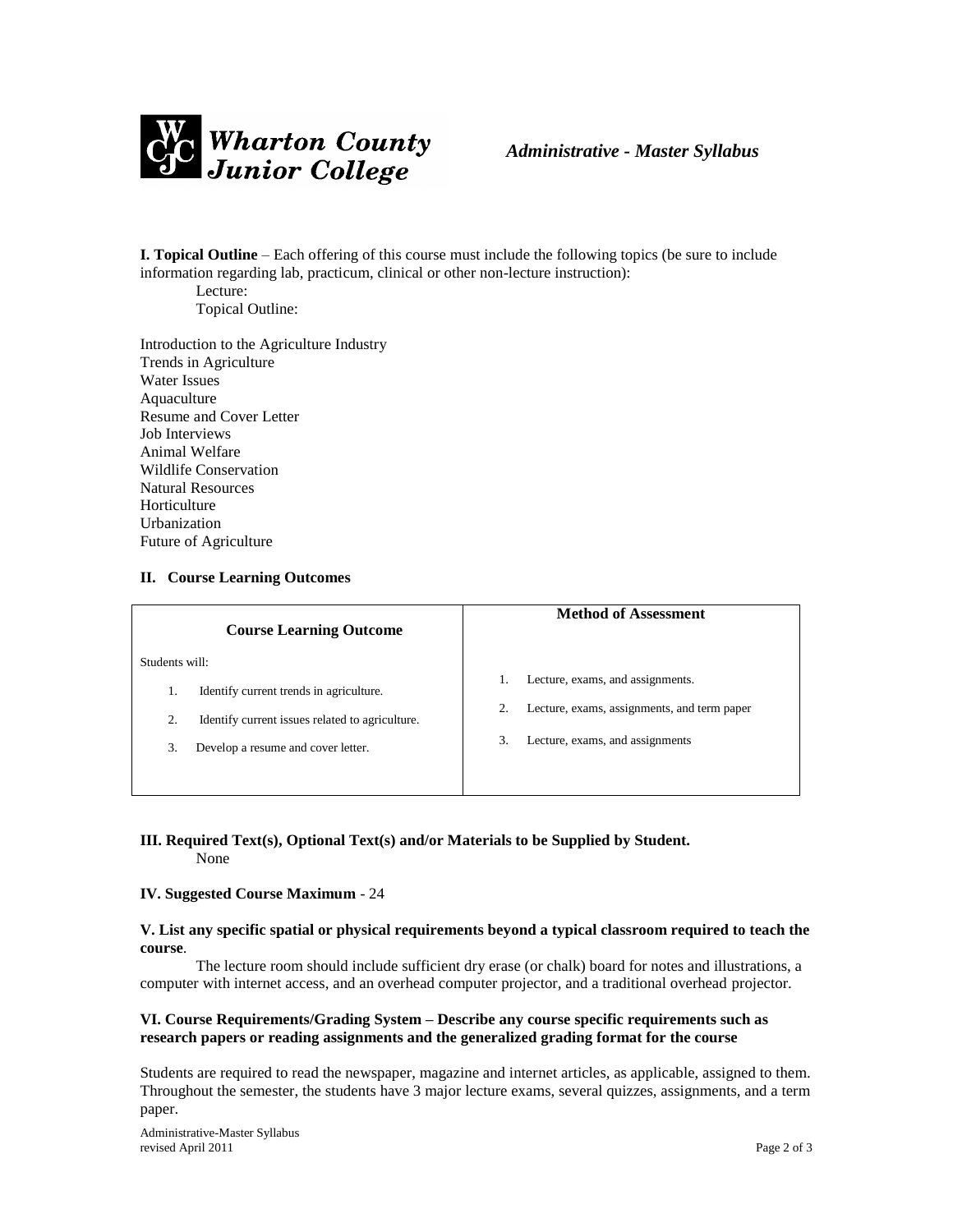**I. Topical Outline** – Each offering of this course must include the following topics (be sure to include information regarding lab, practicum, clinical or other non-lecture instruction):

Lecture:

Topical Outline:

Introduction to the Agriculture Industry
Trends in Agriculture
Water Issues
Aquaculture
Resume and Cover Letter
Job Interviews
Animal Welfare
Wildlife Conservation
Natural Resources
Horticulture
Urbanization
Future of Agriculture

**II. Course Learning Outcomes**

| Course Learning Outcome | Method of Assessment |
|---|---|
| Students will: | |
| 1. Identify current trends in agriculture. | 1. Lecture, exams, and assignments. |
| 2. Identify current issues related to agriculture. | 2. Lecture, exams, assignments, and term paper |
| 3. Develop a resume and cover letter. | 3. Lecture, exams, and assignments |

**III. Required Text(s), Optional Text(s) and/or Materials to be Supplied by Student.**

None

**IV. Suggested Course Maximum** - 24

**V. List any specific spatial or physical requirements beyond a typical classroom required to teach the course**.

The lecture room should include sufficient dry erase (or chalk) board for notes and illustrations, a computer with internet access, and an overhead computer projector, and a traditional overhead projector.

**VI. Course Requirements/Grading System – Describe any course specific requirements such as research papers or reading assignments and the generalized grading format for the course**

Students are required to read the newspaper, magazine and internet articles, as applicable, assigned to them. Throughout the semester, the students have 3 major lecture exams, several quizzes, assignments, and a term paper.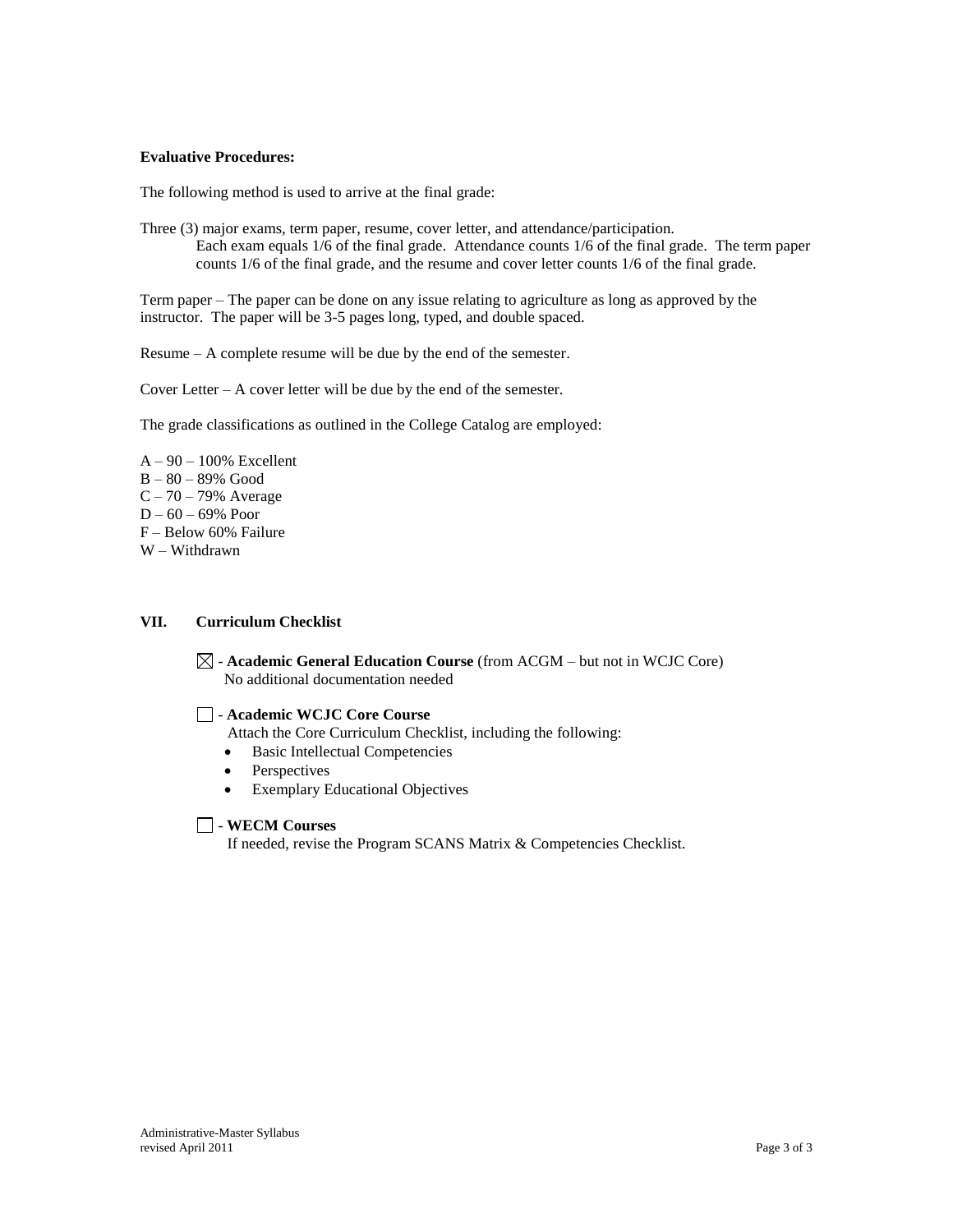**Evaluative Procedures:**

The following method is used to arrive at the final grade:

Three (3) major exams, term paper, resume, cover letter, and attendance/participation.
Each exam equals 1/6 of the final grade. Attendance counts 1/6 of the final grade. The term paper counts 1/6 of the final grade, and the resume and cover letter counts 1/6 of the final grade.

Term paper – The paper can be done on any issue relating to agriculture as long as approved by the instructor. The paper will be 3-5 pages long, typed, and double spaced.

Resume – A complete resume will be due by the end of the semester.

Cover Letter – A cover letter will be due by the end of the semester.

The grade classifications as outlined in the College Catalog are employed:

A – 90 – 100% Excellent
B – 80 – 89% Good
C – 70 – 79% Average
D – 60 – 69% Poor
F – Below 60% Failure
W – Withdrawn

## VII. Curriculum Checklist

☒ - **Academic General Education Course** (from ACGM – but not in WCJC Core)
No additional documentation needed

☐ - **Academic WCJC Core Course**
Attach the Core Curriculum Checklist, including the following:

- Basic Intellectual Competencies
- Perspectives
- Exemplary Educational Objectives

☐ - **WECM Courses**
If needed, revise the Program SCANS Matrix & Competencies Checklist.

Administrative-Master Syllabus
revised April 2011